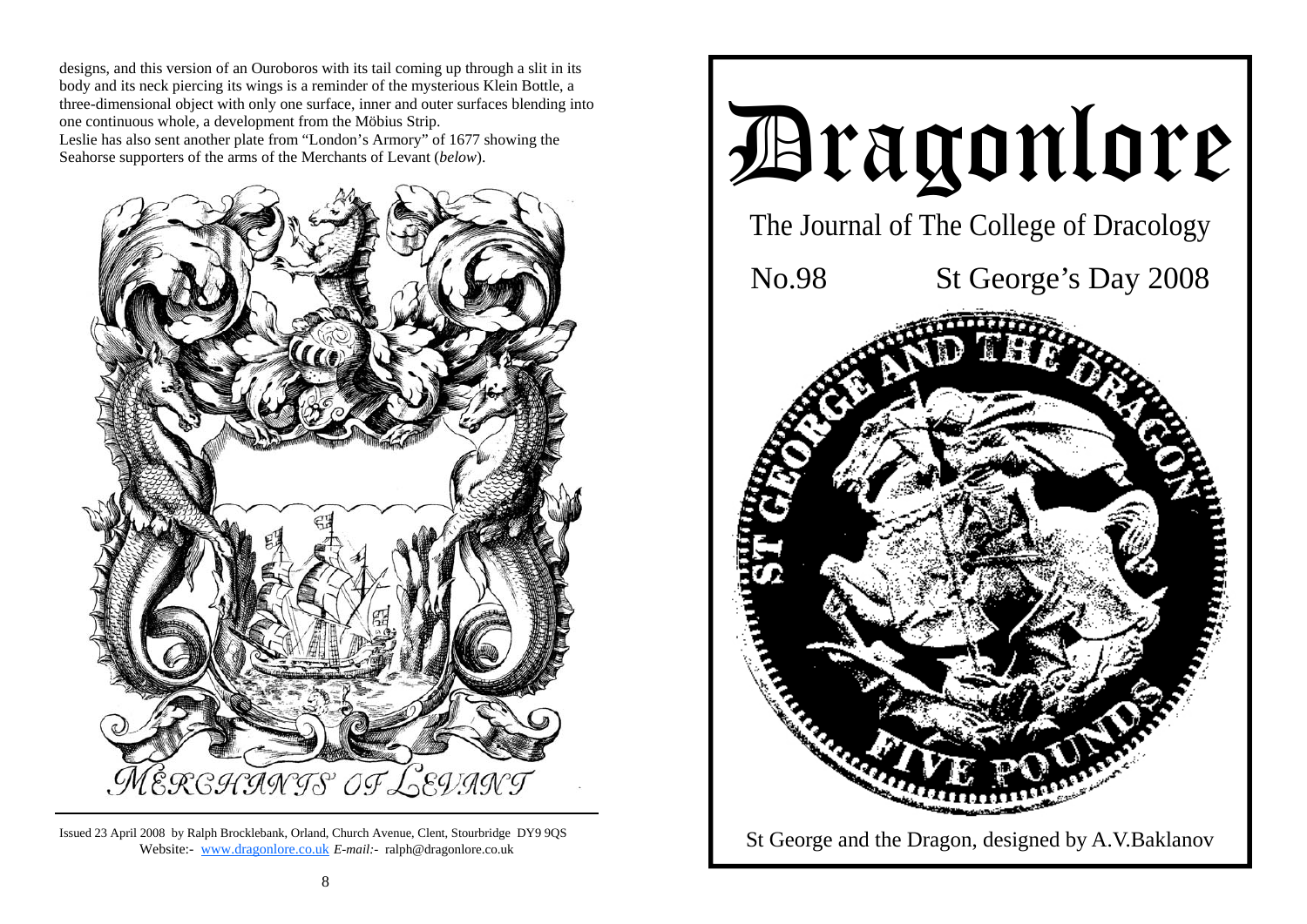designs, and this version of an Ouroboros with its tail coming up through a slit in its body and its neck piercing its wings is a reminder of the mysterious Klein Bottle, a three-dimensional object with only one surface, inner and outer surfaces blending into one continuous whole, a development from the Möbius Strip.

Leslie has also sent another plate from "London's Armory" of 1677 showing the Seahorse supporters of the arms of the Merchants of Levant (*below*).

MERCHANTS OF LEVANT

Issued 23 April 2008 by Ralph Brocklebank, Orland, Church Avenue, Clent, Stourbridge DY9 9QS
Website:- www.dragonlore.co.uk *E-mail:*- ralph@dragonlore.co.uk

# Dragonlore

## The Journal of The College of Dracology

No.98 St George's Day 2008

ST GEORGE AND THE DRAGON

FIVE POUNDS

St George and the Dragon, designed by A.V.Baklanov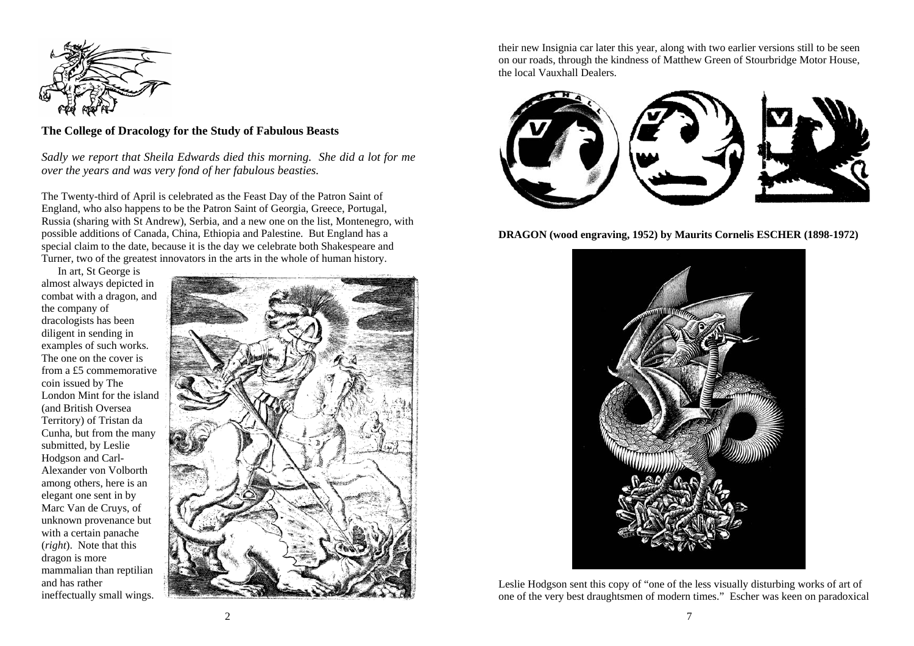## The College of Dracology for the Study of Fabulous Beasts

*Sadly we report that Sheila Edwards died this morning. She did a lot for me over the years and was very fond of her fabulous beasties.*

The Twenty-third of April is celebrated as the Feast Day of the Patron Saint of England, who also happens to be the Patron Saint of Georgia, Greece, Portugal, Russia (sharing with St Andrew), Serbia, and a new one on the list, Montenegro, with possible additions of Canada, China, Ethiopia and Palestine. But England has a special claim to the date, because it is the day we celebrate both Shakespeare and Turner, two of the greatest innovators in the arts in the whole of human history.

In art, St George is almost always depicted in combat with a dragon, and the company of dracologists has been diligent in sending in examples of such works. The one on the cover is from a £5 commemorative coin issued by The London Mint for the island (and British Oversea Territory) of Tristan da Cunha, but from the many submitted, by Leslie Hodgson and Carl-Alexander von Volborth among others, here is an elegant one sent in by Marc Van de Cruys, of unknown provenance but with a certain panache (*right*). Note that this dragon is more mammalian than reptilian and has rather ineffectually small wings.

their new Insignia car later this year, along with two earlier versions still to be seen on our roads, through the kindness of Matthew Green of Stourbridge Motor House, the local Vauxhall Dealers.

**DRAGON (wood engraving, 1952) by Maurits Cornelis ESCHER (1898-1972)**

Leslie Hodgson sent this copy of "one of the less visually disturbing works of art of one of the very best draughtsmen of modern times." Escher was keen on paradoxical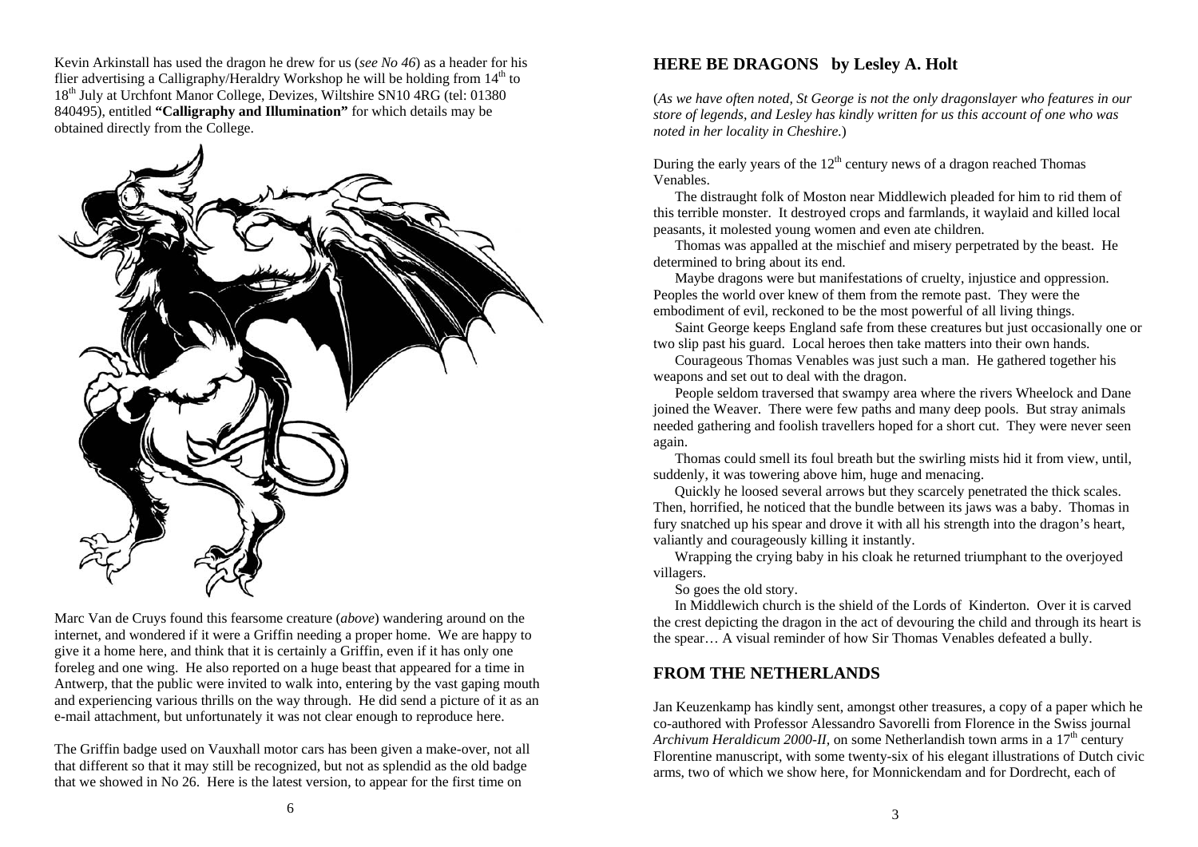Kevin Arkinstall has used the dragon he drew for us (*see No 46*) as a header for his flier advertising a Calligraphy/Heraldry Workshop he will be holding from 14th to 18th July at Urchfont Manor College, Devizes, Wiltshire SN10 4RG (tel: 01380 840495), entitled **"Calligraphy and Illumination"** for which details may be obtained directly from the College.

Marc Van de Cruys found this fearsome creature (*above*) wandering around on the internet, and wondered if it were a Griffin needing a proper home. We are happy to give it a home here, and think that it is certainly a Griffin, even if it has only one foreleg and one wing. He also reported on a huge beast that appeared for a time in Antwerp, that the public were invited to walk into, entering by the vast gaping mouth and experiencing various thrills on the way through. He did send a picture of it as an e-mail attachment, but unfortunately it was not clear enough to reproduce here.

The Griffin badge used on Vauxhall motor cars has been given a make-over, not all that different so that it may still be recognized, but not as splendid as the old badge that we showed in No 26. Here is the latest version, to appear for the first time on

## HERE BE DRAGONS by Lesley A. Holt

(*As we have often noted, St George is not the only dragonslayer who features in our store of legends, and Lesley has kindly written for us this account of one who was noted in her locality in Cheshire.*)

During the early years of the 12th century news of a dragon reached Thomas Venables.

The distraught folk of Moston near Middlewich pleaded for him to rid them of this terrible monster. It destroyed crops and farmlands, it waylaid and killed local peasants, it molested young women and even ate children.

Thomas was appalled at the mischief and misery perpetrated by the beast. He determined to bring about its end.

Maybe dragons were but manifestations of cruelty, injustice and oppression. Peoples the world over knew of them from the remote past. They were the embodiment of evil, reckoned to be the most powerful of all living things.

Saint George keeps England safe from these creatures but just occasionally one or two slip past his guard. Local heroes then take matters into their own hands.

Courageous Thomas Venables was just such a man. He gathered together his weapons and set out to deal with the dragon.

People seldom traversed that swampy area where the rivers Wheelock and Dane joined the Weaver. There were few paths and many deep pools. But stray animals needed gathering and foolish travellers hoped for a short cut. They were never seen again.

Thomas could smell its foul breath but the swirling mists hid it from view, until, suddenly, it was towering above him, huge and menacing.

Quickly he loosed several arrows but they scarcely penetrated the thick scales. Then, horrified, he noticed that the bundle between its jaws was a baby. Thomas in fury snatched up his spear and drove it with all his strength into the dragon's heart, valiantly and courageously killing it instantly.

Wrapping the crying baby in his cloak he returned triumphant to the overjoyed villagers.

So goes the old story.

In Middlewich church is the shield of the Lords of Kinderton. Over it is carved the crest depicting the dragon in the act of devouring the child and through its heart is the spear… A visual reminder of how Sir Thomas Venables defeated a bully.

## FROM THE NETHERLANDS

Jan Keuzenkamp has kindly sent, amongst other treasures, a copy of a paper which he co-authored with Professor Alessandro Savorelli from Florence in the Swiss journal *Archivum Heraldicum 2000-II*, on some Netherlandish town arms in a 17th century Florentine manuscript, with some twenty-six of his elegant illustrations of Dutch civic arms, two of which we show here, for Monnickendam and for Dordrecht, each of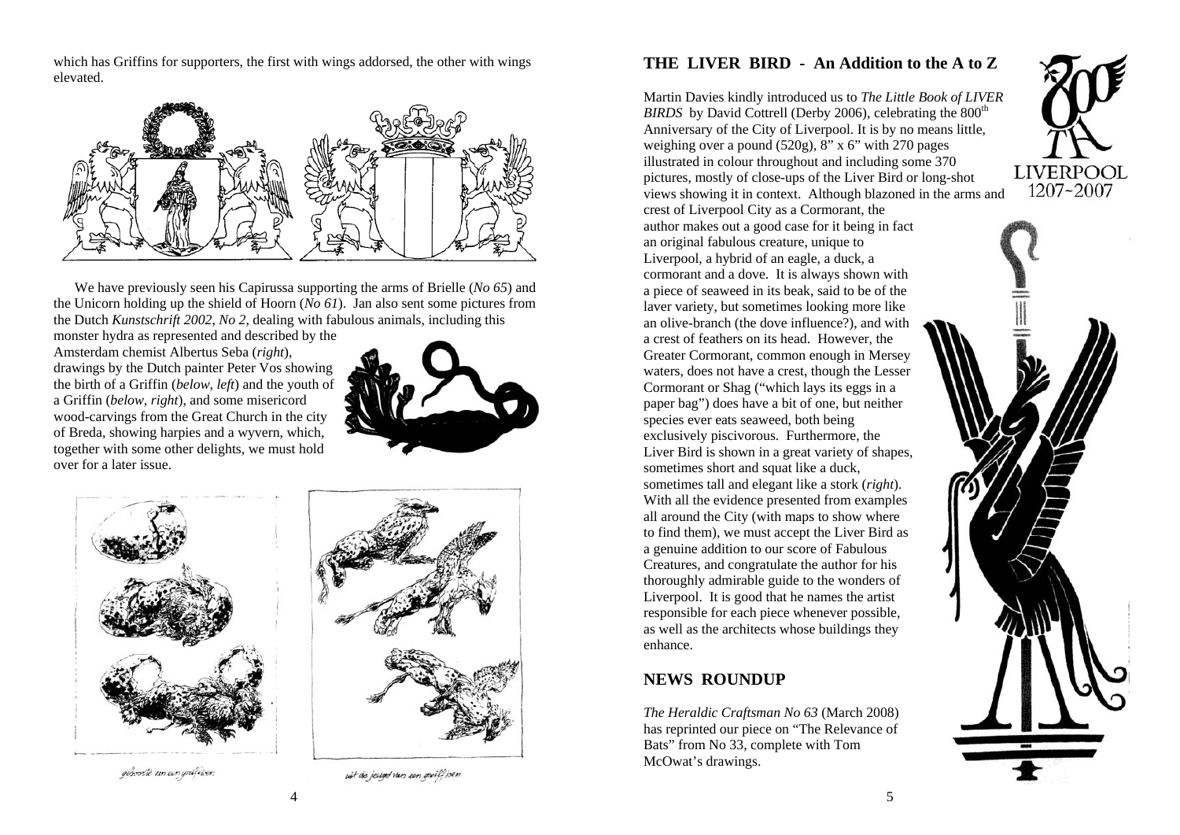which has Griffins for supporters, the first with wings addorsed, the other with wings elevated.

We have previously seen his Capirussa supporting the arms of Brielle (*No 65*) and the Unicorn holding up the shield of Hoorn (*No 61*). Jan also sent some pictures from the Dutch *Kunstschrift 2002, No 2*, dealing with fabulous animals, including this monster hydra as represented and described by the Amsterdam chemist Albertus Seba (*right*), drawings by the Dutch painter Peter Vos showing the birth of a Griffin (*below, left*) and the youth of a Griffin (*below, right*), and some misericord wood-carvings from the Great Church in the city of Breda, showing harpies and a wyvern, which, together with some other delights, we must hold over for a later issue.

geboorte van een griffioen

uit de jeugd van een griffioen

## THE LIVER BIRD - An Addition to the A to Z

Martin Davies kindly introduced us to *The Little Book of LIVER BIRDS* by David Cottrell (Derby 2006), celebrating the 800th Anniversary of the City of Liverpool. It is by no means little, weighing over a pound (520g), 8" x 6" with 270 pages illustrated in colour throughout and including some 370 pictures, mostly of close-ups of the Liver Bird or long-shot views showing it in context. Although blazoned in the arms and crest of Liverpool City as a Cormorant, the author makes out a good case for it being in fact an original fabulous creature, unique to Liverpool, a hybrid of an eagle, a duck, a cormorant and a dove. It is always shown with a piece of seaweed in its beak, said to be of the laver variety, but sometimes looking more like an olive-branch (the dove influence?), and with a crest of feathers on its head. However, the Greater Cormorant, common enough in Mersey waters, does not have a crest, though the Lesser Cormorant or Shag ("which lays its eggs in a paper bag") does have a bit of one, but neither species ever eats seaweed, both being exclusively piscivorous. Furthermore, the Liver Bird is shown in a great variety of shapes, sometimes short and squat like a duck, sometimes tall and elegant like a stork (*right*). With all the evidence presented from examples all around the City (with maps to show where to find them), we must accept the Liver Bird as a genuine addition to our score of Fabulous Creatures, and congratulate the author for his thoroughly admirable guide to the wonders of Liverpool. It is good that he names the artist responsible for each piece whenever possible, as well as the architects whose buildings they enhance.

800
LIVERPOOL
1207~2007

## NEWS ROUNDUP

*The Heraldic Craftsman No 63* (March 2008) has reprinted our piece on "The Relevance of Bats" from No 33, complete with Tom McOwat's drawings.